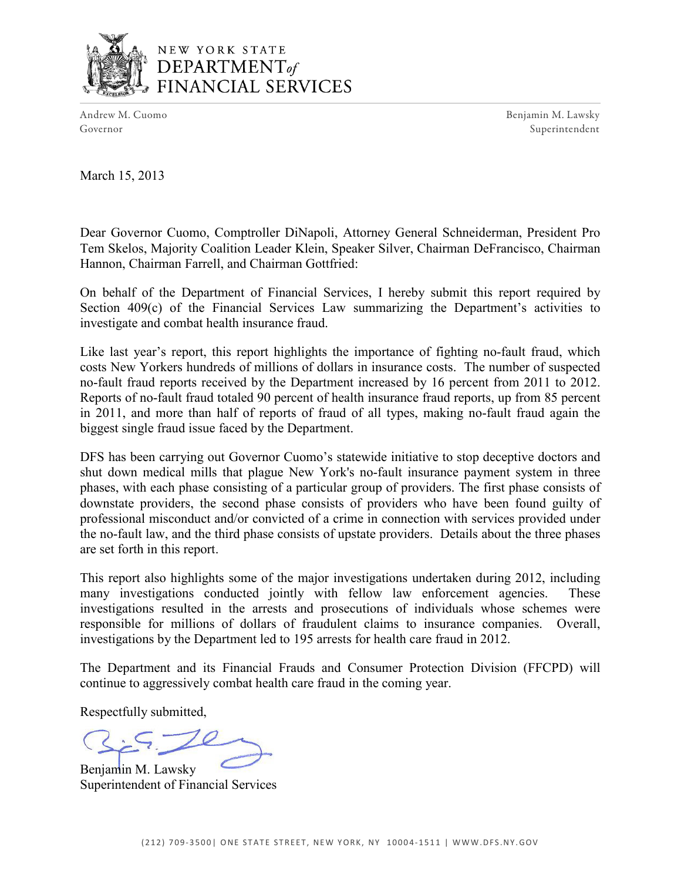NEW YORK STATE
DEPARTMENT *of*
FINANCIAL SERVICES

Andrew M. Cuomo
Governor

Benjamin M. Lawsky
Superintendent

March 15, 2013

Dear Governor Cuomo, Comptroller DiNapoli, Attorney General Schneiderman, President Pro Tem Skelos, Majority Coalition Leader Klein, Speaker Silver, Chairman DeFrancisco, Chairman Hannon, Chairman Farrell, and Chairman Gottfried:

On behalf of the Department of Financial Services, I hereby submit this report required by Section 409(c) of the Financial Services Law summarizing the Department's activities to investigate and combat health insurance fraud.

Like last year's report, this report highlights the importance of fighting no-fault fraud, which costs New Yorkers hundreds of millions of dollars in insurance costs. The number of suspected no-fault fraud reports received by the Department increased by 16 percent from 2011 to 2012. Reports of no-fault fraud totaled 90 percent of health insurance fraud reports, up from 85 percent in 2011, and more than half of reports of fraud of all types, making no-fault fraud again the biggest single fraud issue faced by the Department.

DFS has been carrying out Governor Cuomo's statewide initiative to stop deceptive doctors and shut down medical mills that plague New York's no-fault insurance payment system in three phases, with each phase consisting of a particular group of providers. The first phase consists of downstate providers, the second phase consists of providers who have been found guilty of professional misconduct and/or convicted of a crime in connection with services provided under the no-fault law, and the third phase consists of upstate providers. Details about the three phases are set forth in this report.

This report also highlights some of the major investigations undertaken during 2012, including many investigations conducted jointly with fellow law enforcement agencies. These investigations resulted in the arrests and prosecutions of individuals whose schemes were responsible for millions of dollars of fraudulent claims to insurance companies. Overall, investigations by the Department led to 195 arrests for health care fraud in 2012.

The Department and its Financial Frauds and Consumer Protection Division (FFCPD) will continue to aggressively combat health care fraud in the coming year.

Respectfully submitted,

Benjamin M. Lawsky
Superintendent of Financial Services

(212) 709-3500 | ONE STATE STREET, NEW YORK, NY 10004-1511 | WWW.DFS.NY.GOV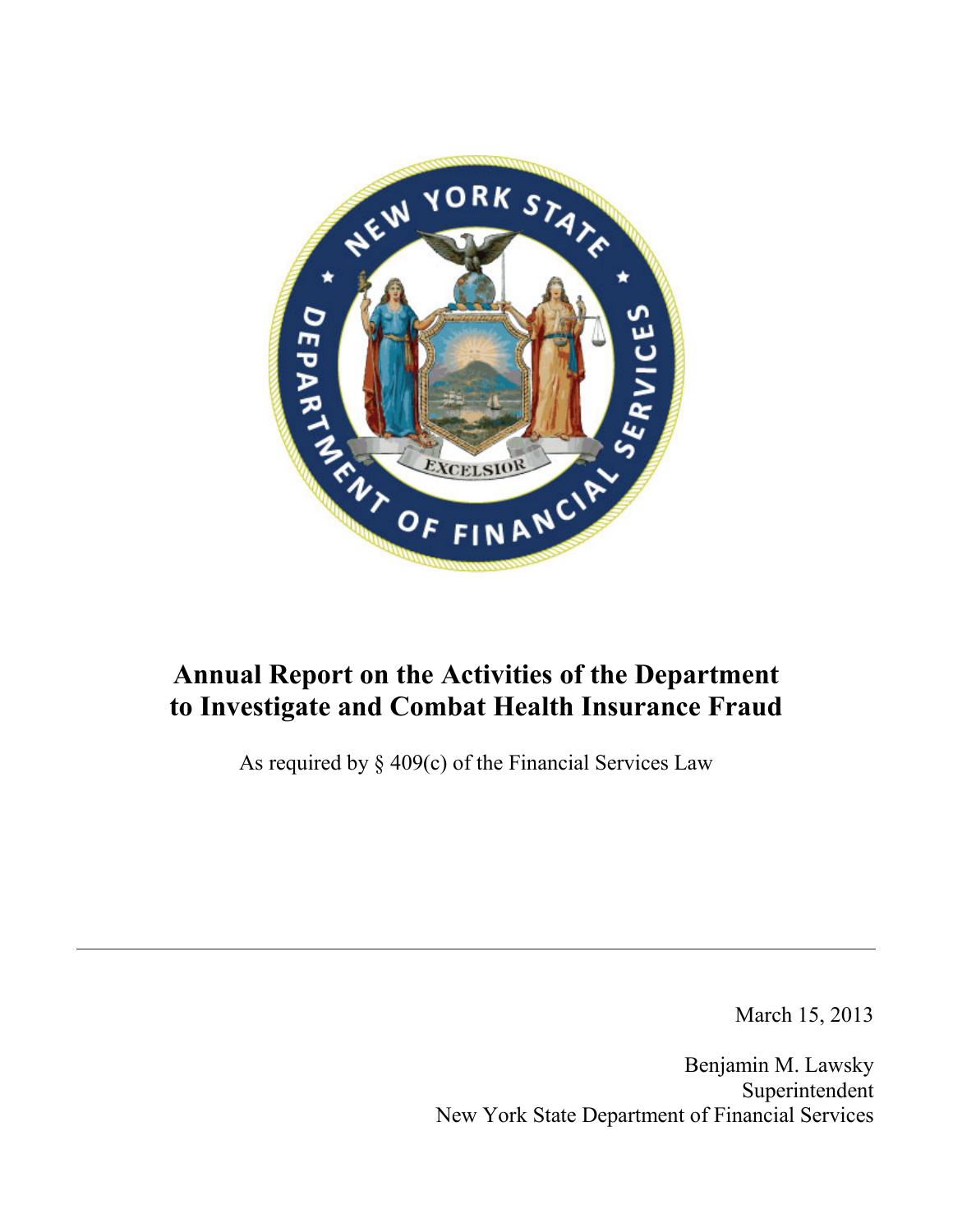# Annual Report on the Activities of the Department to Investigate and Combat Health Insurance Fraud

As required by § 409(c) of the Financial Services Law

---

March 15, 2013

Benjamin M. Lawsky
Superintendent
New York State Department of Financial Services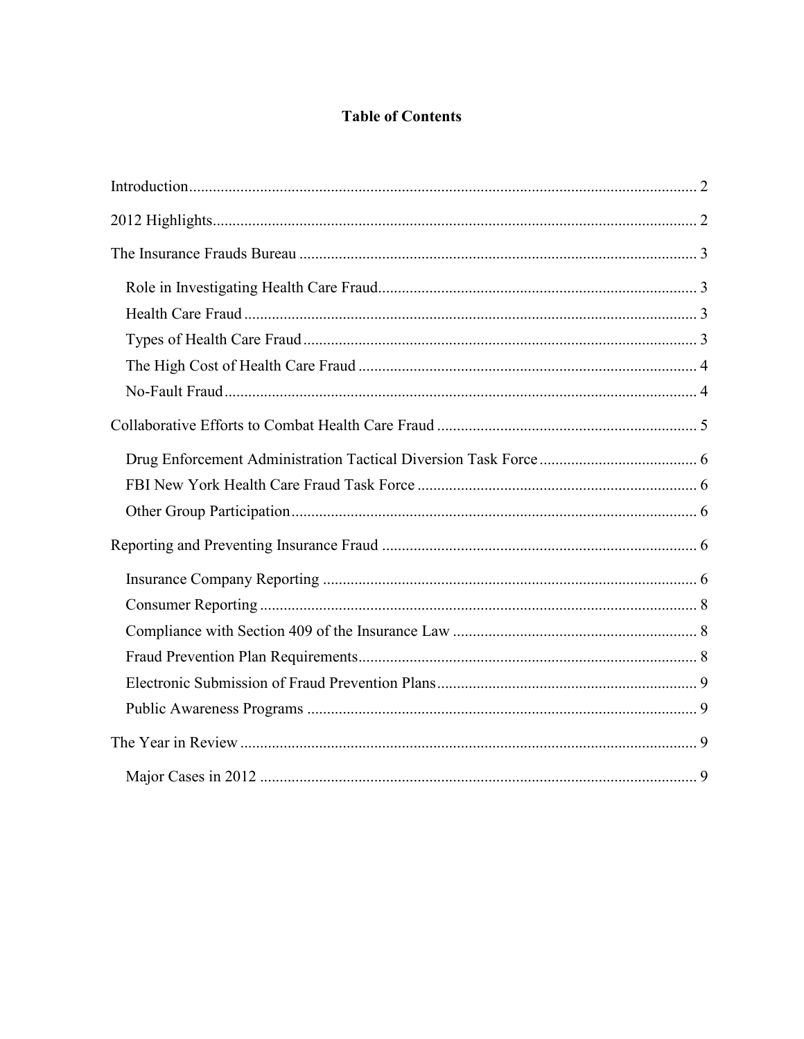## Table of Contents

- Introduction ........ 2
- 2012 Highlights ........ 2
- The Insurance Frauds Bureau ........ 3
  - Role in Investigating Health Care Fraud ........ 3
  - Health Care Fraud ........ 3
  - Types of Health Care Fraud ........ 3
  - The High Cost of Health Care Fraud ........ 4
  - No-Fault Fraud ........ 4
- Collaborative Efforts to Combat Health Care Fraud ........ 5
  - Drug Enforcement Administration Tactical Diversion Task Force ........ 6
  - FBI New York Health Care Fraud Task Force ........ 6
  - Other Group Participation ........ 6
- Reporting and Preventing Insurance Fraud ........ 6
  - Insurance Company Reporting ........ 6
  - Consumer Reporting ........ 8
  - Compliance with Section 409 of the Insurance Law ........ 8
  - Fraud Prevention Plan Requirements ........ 8
  - Electronic Submission of Fraud Prevention Plans ........ 9
  - Public Awareness Programs ........ 9
- The Year in Review ........ 9
  - Major Cases in 2012 ........ 9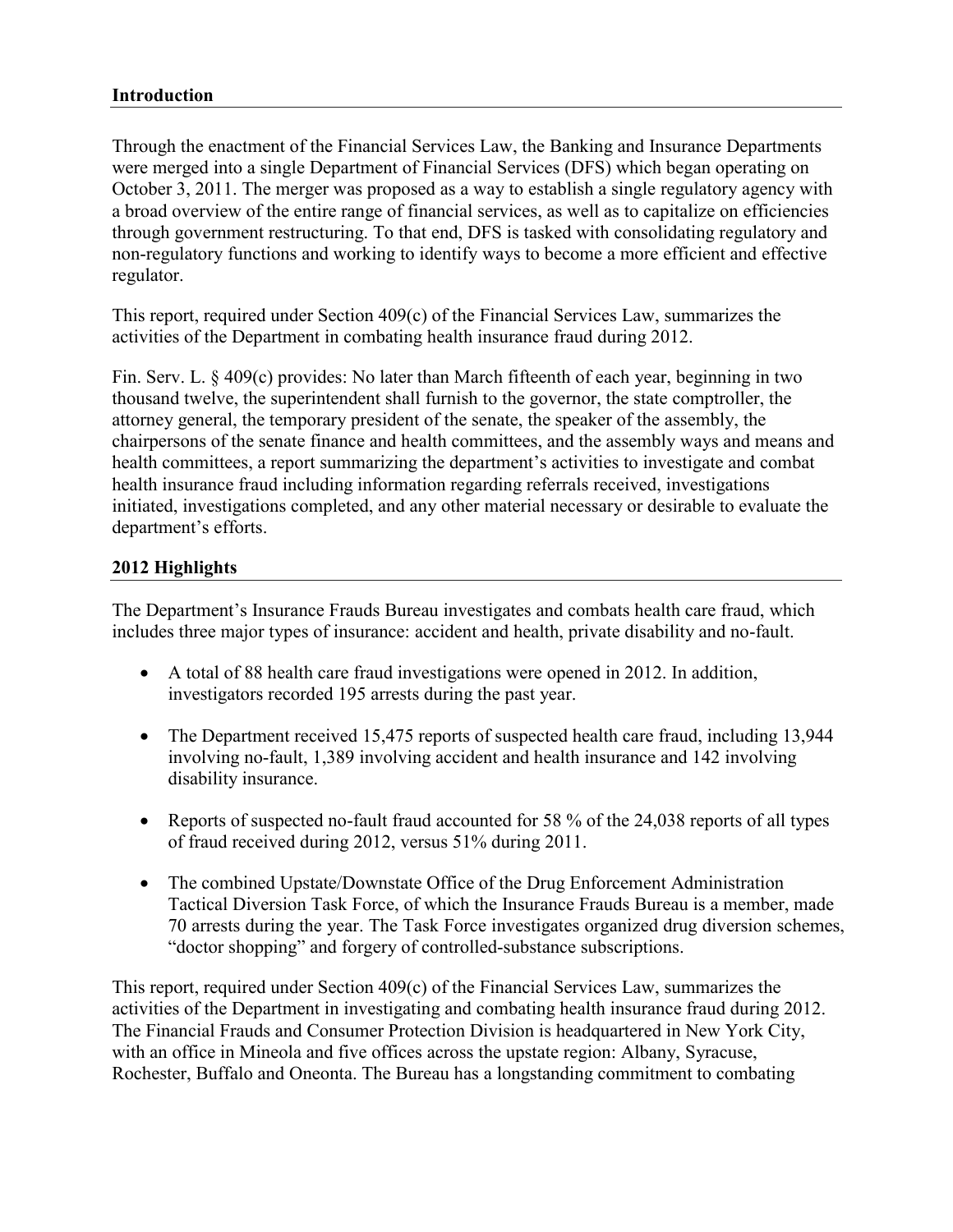## Introduction

Through the enactment of the Financial Services Law, the Banking and Insurance Departments were merged into a single Department of Financial Services (DFS) which began operating on October 3, 2011. The merger was proposed as a way to establish a single regulatory agency with a broad overview of the entire range of financial services, as well as to capitalize on efficiencies through government restructuring. To that end, DFS is tasked with consolidating regulatory and non-regulatory functions and working to identify ways to become a more efficient and effective regulator.

This report, required under Section 409(c) of the Financial Services Law, summarizes the activities of the Department in combating health insurance fraud during 2012.

Fin. Serv. L. § 409(c) provides: No later than March fifteenth of each year, beginning in two thousand twelve, the superintendent shall furnish to the governor, the state comptroller, the attorney general, the temporary president of the senate, the speaker of the assembly, the chairpersons of the senate finance and health committees, and the assembly ways and means and health committees, a report summarizing the department's activities to investigate and combat health insurance fraud including information regarding referrals received, investigations initiated, investigations completed, and any other material necessary or desirable to evaluate the department's efforts.

## 2012 Highlights

The Department's Insurance Frauds Bureau investigates and combats health care fraud, which includes three major types of insurance: accident and health, private disability and no-fault.

- A total of 88 health care fraud investigations were opened in 2012. In addition, investigators recorded 195 arrests during the past year.
- The Department received 15,475 reports of suspected health care fraud, including 13,944 involving no-fault, 1,389 involving accident and health insurance and 142 involving disability insurance.
- Reports of suspected no-fault fraud accounted for 58 % of the 24,038 reports of all types of fraud received during 2012, versus 51% during 2011.
- The combined Upstate/Downstate Office of the Drug Enforcement Administration Tactical Diversion Task Force, of which the Insurance Frauds Bureau is a member, made 70 arrests during the year. The Task Force investigates organized drug diversion schemes, "doctor shopping" and forgery of controlled-substance subscriptions.

This report, required under Section 409(c) of the Financial Services Law, summarizes the activities of the Department in investigating and combating health insurance fraud during 2012. The Financial Frauds and Consumer Protection Division is headquartered in New York City, with an office in Mineola and five offices across the upstate region: Albany, Syracuse, Rochester, Buffalo and Oneonta. The Bureau has a longstanding commitment to combating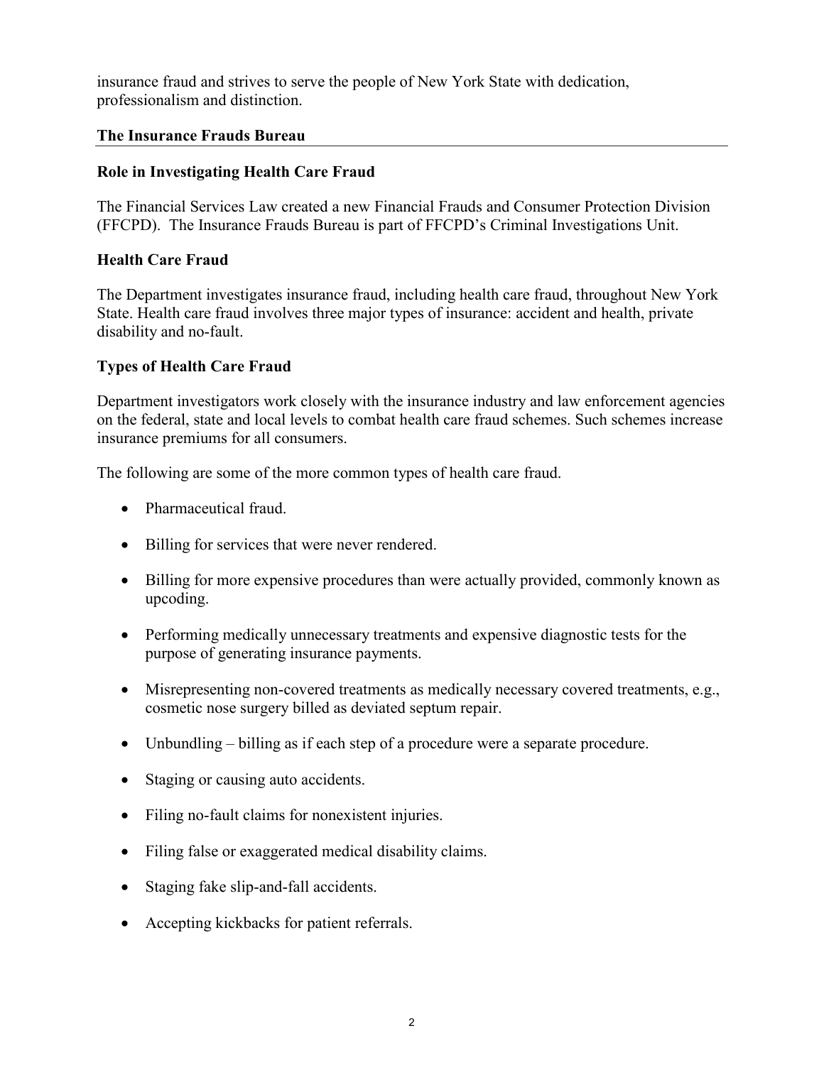insurance fraud and strives to serve the people of New York State with dedication, professionalism and distinction.

## The Insurance Frauds Bureau

### Role in Investigating Health Care Fraud

The Financial Services Law created a new Financial Frauds and Consumer Protection Division (FFCPD). The Insurance Frauds Bureau is part of FFCPD's Criminal Investigations Unit.

### Health Care Fraud

The Department investigates insurance fraud, including health care fraud, throughout New York State. Health care fraud involves three major types of insurance: accident and health, private disability and no-fault.

### Types of Health Care Fraud

Department investigators work closely with the insurance industry and law enforcement agencies on the federal, state and local levels to combat health care fraud schemes. Such schemes increase insurance premiums for all consumers.

The following are some of the more common types of health care fraud.

- Pharmaceutical fraud.
- Billing for services that were never rendered.
- Billing for more expensive procedures than were actually provided, commonly known as upcoding.
- Performing medically unnecessary treatments and expensive diagnostic tests for the purpose of generating insurance payments.
- Misrepresenting non-covered treatments as medically necessary covered treatments, e.g., cosmetic nose surgery billed as deviated septum repair.
- Unbundling – billing as if each step of a procedure were a separate procedure.
- Staging or causing auto accidents.
- Filing no-fault claims for nonexistent injuries.
- Filing false or exaggerated medical disability claims.
- Staging fake slip-and-fall accidents.
- Accepting kickbacks for patient referrals.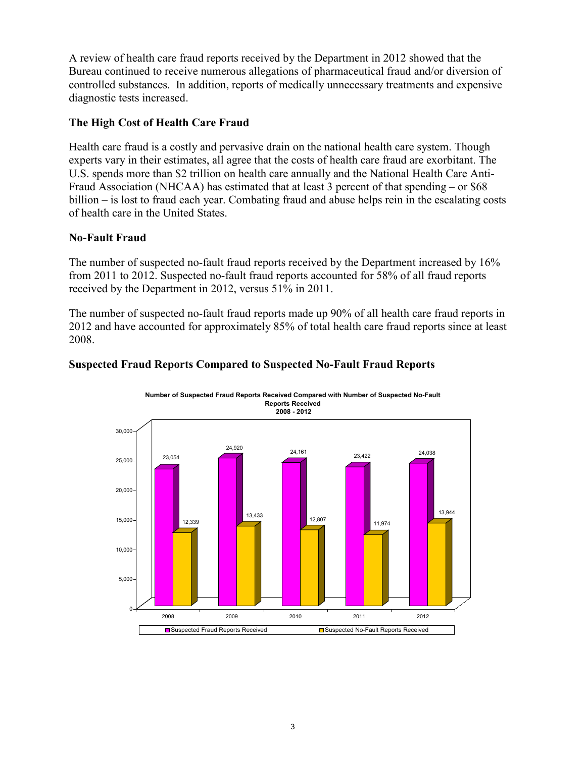A review of health care fraud reports received by the Department in 2012 showed that the Bureau continued to receive numerous allegations of pharmaceutical fraud and/or diversion of controlled substances. In addition, reports of medically unnecessary treatments and expensive diagnostic tests increased.

## The High Cost of Health Care Fraud

Health care fraud is a costly and pervasive drain on the national health care system. Though experts vary in their estimates, all agree that the costs of health care fraud are exorbitant. The U.S. spends more than $2 trillion on health care annually and the National Health Care Anti-Fraud Association (NHCAA) has estimated that at least 3 percent of that spending – or $68 billion – is lost to fraud each year. Combating fraud and abuse helps rein in the escalating costs of health care in the United States.

## No-Fault Fraud

The number of suspected no-fault fraud reports received by the Department increased by 16% from 2011 to 2012. Suspected no-fault fraud reports accounted for 58% of all fraud reports received by the Department in 2012, versus 51% in 2011.

The number of suspected no-fault fraud reports made up 90% of all health care fraud reports in 2012 and have accounted for approximately 85% of total health care fraud reports since at least 2008.

## Suspected Fraud Reports Compared to Suspected No-Fault Fraud Reports

**Number of Suspected Fraud Reports Received Compared with Number of Suspected No-Fault Reports Received 2008 - 2012**

| Year | Suspected Fraud Reports Received | Suspected No-Fault Reports Received |
|---|---|---|
| 2008 | 23,054 | 12,339 |
| 2009 | 24,920 | 13,433 |
| 2010 | 24,161 | 12,807 |
| 2011 | 23,422 | 11,974 |
| 2012 | 24,038 | 13,944 |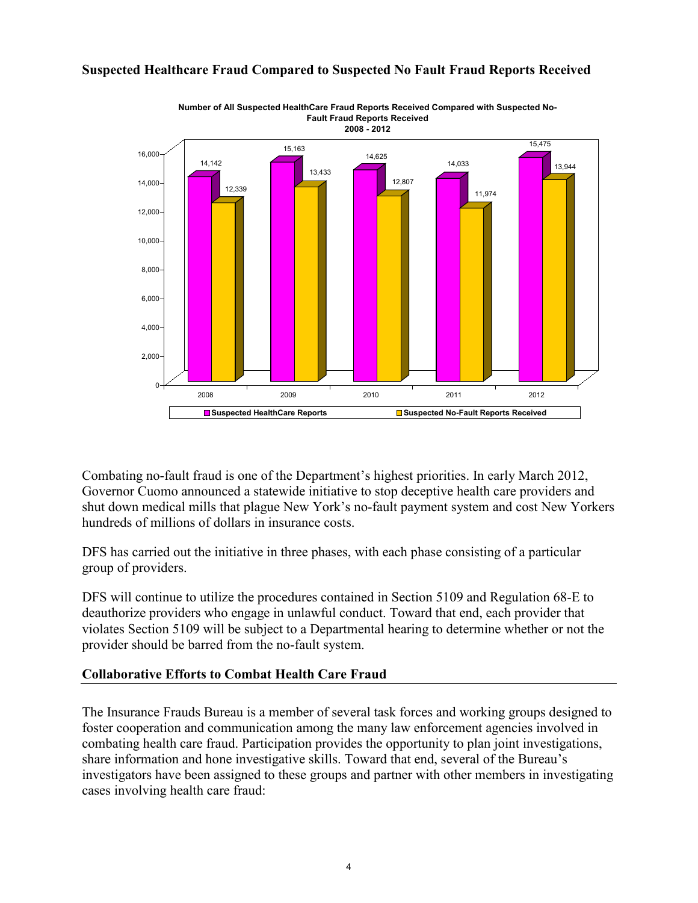## Suspected Healthcare Fraud Compared to Suspected No Fault Fraud Reports Received

**Number of All Suspected HealthCare Fraud Reports Received Compared with Suspected No-Fault Fraud Reports Received 2008 - 2012**

| Year | Suspected HealthCare Reports | Suspected No-Fault Reports Received |
|---|---|---|
| 2008 | 14,142 | 12,339 |
| 2009 | 15,163 | 13,433 |
| 2010 | 14,625 | 12,807 |
| 2011 | 14,033 | 11,974 |
| 2012 | 15,475 | 13,944 |

Combating no-fault fraud is one of the Department's highest priorities. In early March 2012, Governor Cuomo announced a statewide initiative to stop deceptive health care providers and shut down medical mills that plague New York's no-fault payment system and cost New Yorkers hundreds of millions of dollars in insurance costs.

DFS has carried out the initiative in three phases, with each phase consisting of a particular group of providers.

DFS will continue to utilize the procedures contained in Section 5109 and Regulation 68-E to deauthorize providers who engage in unlawful conduct. Toward that end, each provider that violates Section 5109 will be subject to a Departmental hearing to determine whether or not the provider should be barred from the no-fault system.

## Collaborative Efforts to Combat Health Care Fraud

The Insurance Frauds Bureau is a member of several task forces and working groups designed to foster cooperation and communication among the many law enforcement agencies involved in combating health care fraud. Participation provides the opportunity to plan joint investigations, share information and hone investigative skills. Toward that end, several of the Bureau's investigators have been assigned to these groups and partner with other members in investigating cases involving health care fraud: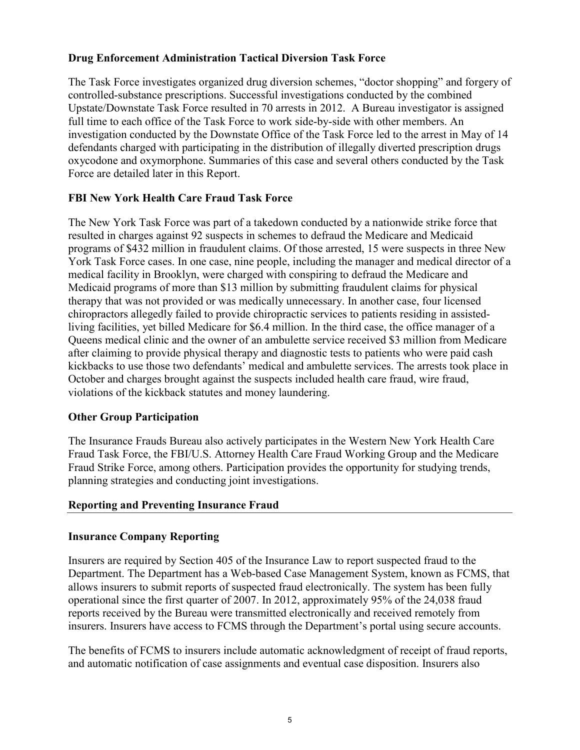### Drug Enforcement Administration Tactical Diversion Task Force

The Task Force investigates organized drug diversion schemes, "doctor shopping" and forgery of controlled-substance prescriptions. Successful investigations conducted by the combined Upstate/Downstate Task Force resulted in 70 arrests in 2012. A Bureau investigator is assigned full time to each office of the Task Force to work side-by-side with other members. An investigation conducted by the Downstate Office of the Task Force led to the arrest in May of 14 defendants charged with participating in the distribution of illegally diverted prescription drugs oxycodone and oxymorphone. Summaries of this case and several others conducted by the Task Force are detailed later in this Report.

### FBI New York Health Care Fraud Task Force

The New York Task Force was part of a takedown conducted by a nationwide strike force that resulted in charges against 92 suspects in schemes to defraud the Medicare and Medicaid programs of $432 million in fraudulent claims. Of those arrested, 15 were suspects in three New York Task Force cases. In one case, nine people, including the manager and medical director of a medical facility in Brooklyn, were charged with conspiring to defraud the Medicare and Medicaid programs of more than $13 million by submitting fraudulent claims for physical therapy that was not provided or was medically unnecessary. In another case, four licensed chiropractors allegedly failed to provide chiropractic services to patients residing in assisted-living facilities, yet billed Medicare for $6.4 million. In the third case, the office manager of a Queens medical clinic and the owner of an ambulette service received $3 million from Medicare after claiming to provide physical therapy and diagnostic tests to patients who were paid cash kickbacks to use those two defendants' medical and ambulette services. The arrests took place in October and charges brought against the suspects included health care fraud, wire fraud, violations of the kickback statutes and money laundering.

### Other Group Participation

The Insurance Frauds Bureau also actively participates in the Western New York Health Care Fraud Task Force, the FBI/U.S. Attorney Health Care Fraud Working Group and the Medicare Fraud Strike Force, among others. Participation provides the opportunity for studying trends, planning strategies and conducting joint investigations.

## Reporting and Preventing Insurance Fraud

### Insurance Company Reporting

Insurers are required by Section 405 of the Insurance Law to report suspected fraud to the Department. The Department has a Web-based Case Management System, known as FCMS, that allows insurers to submit reports of suspected fraud electronically. The system has been fully operational since the first quarter of 2007. In 2012, approximately 95% of the 24,038 fraud reports received by the Bureau were transmitted electronically and received remotely from insurers. Insurers have access to FCMS through the Department's portal using secure accounts.

The benefits of FCMS to insurers include automatic acknowledgment of receipt of fraud reports, and automatic notification of case assignments and eventual case disposition. Insurers also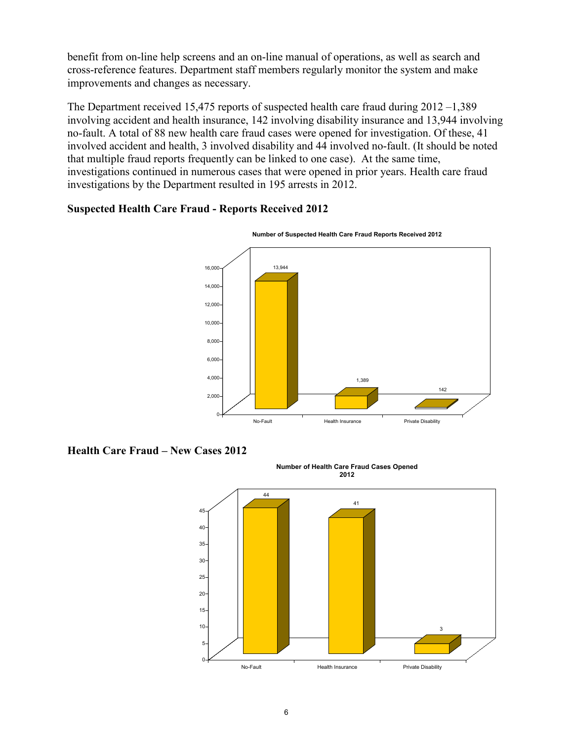benefit from on-line help screens and an on-line manual of operations, as well as search and cross-reference features. Department staff members regularly monitor the system and make improvements and changes as necessary.

The Department received 15,475 reports of suspected health care fraud during 2012 –1,389 involving accident and health insurance, 142 involving disability insurance and 13,944 involving no-fault. A total of 88 new health care fraud cases were opened for investigation. Of these, 41 involved accident and health, 3 involved disability and 44 involved no-fault. (It should be noted that multiple fraud reports frequently can be linked to one case). At the same time, investigations continued in numerous cases that were opened in prior years. Health care fraud investigations by the Department resulted in 195 arrests in 2012.

**Suspected Health Care Fraud - Reports Received 2012**

Number of Suspected Health Care Fraud Reports Received 2012

| Category | Reports |
|---|---|
| No-Fault | 13,944 |
| Health Insurance | 1,389 |
| Private Disability | 142 |

**Health Care Fraud – New Cases 2012**

Number of Health Care Fraud Cases Opened 2012

| Category | Cases |
|---|---|
| No-Fault | 44 |
| Health Insurance | 41 |
| Private Disability | 3 |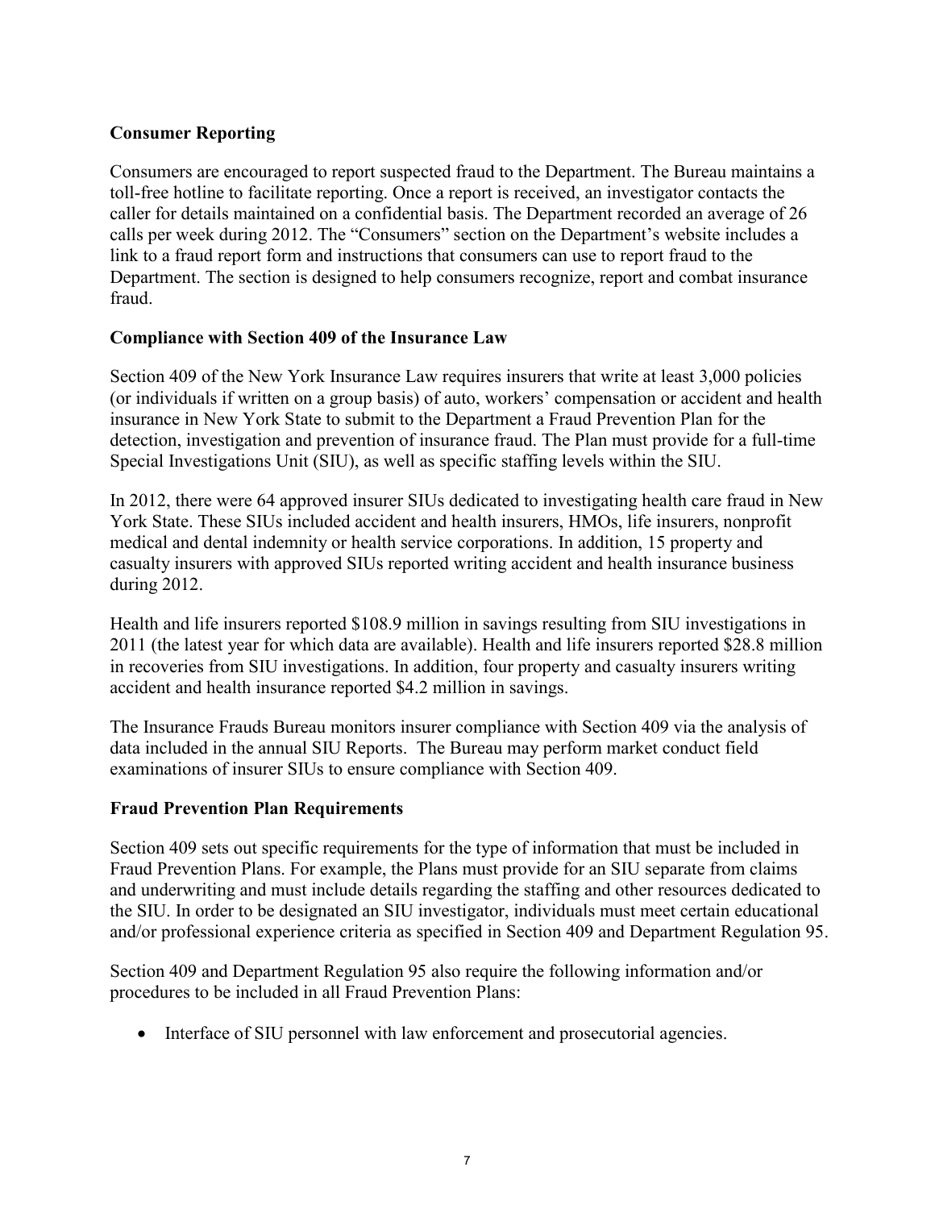## Consumer Reporting

Consumers are encouraged to report suspected fraud to the Department. The Bureau maintains a toll-free hotline to facilitate reporting. Once a report is received, an investigator contacts the caller for details maintained on a confidential basis. The Department recorded an average of 26 calls per week during 2012. The "Consumers" section on the Department's website includes a link to a fraud report form and instructions that consumers can use to report fraud to the Department. The section is designed to help consumers recognize, report and combat insurance fraud.

## Compliance with Section 409 of the Insurance Law

Section 409 of the New York Insurance Law requires insurers that write at least 3,000 policies (or individuals if written on a group basis) of auto, workers' compensation or accident and health insurance in New York State to submit to the Department a Fraud Prevention Plan for the detection, investigation and prevention of insurance fraud. The Plan must provide for a full-time Special Investigations Unit (SIU), as well as specific staffing levels within the SIU.

In 2012, there were 64 approved insurer SIUs dedicated to investigating health care fraud in New York State. These SIUs included accident and health insurers, HMOs, life insurers, nonprofit medical and dental indemnity or health service corporations. In addition, 15 property and casualty insurers with approved SIUs reported writing accident and health insurance business during 2012.

Health and life insurers reported $108.9 million in savings resulting from SIU investigations in 2011 (the latest year for which data are available). Health and life insurers reported $28.8 million in recoveries from SIU investigations. In addition, four property and casualty insurers writing accident and health insurance reported $4.2 million in savings.

The Insurance Frauds Bureau monitors insurer compliance with Section 409 via the analysis of data included in the annual SIU Reports. The Bureau may perform market conduct field examinations of insurer SIUs to ensure compliance with Section 409.

## Fraud Prevention Plan Requirements

Section 409 sets out specific requirements for the type of information that must be included in Fraud Prevention Plans. For example, the Plans must provide for an SIU separate from claims and underwriting and must include details regarding the staffing and other resources dedicated to the SIU. In order to be designated an SIU investigator, individuals must meet certain educational and/or professional experience criteria as specified in Section 409 and Department Regulation 95.

Section 409 and Department Regulation 95 also require the following information and/or procedures to be included in all Fraud Prevention Plans:

- Interface of SIU personnel with law enforcement and prosecutorial agencies.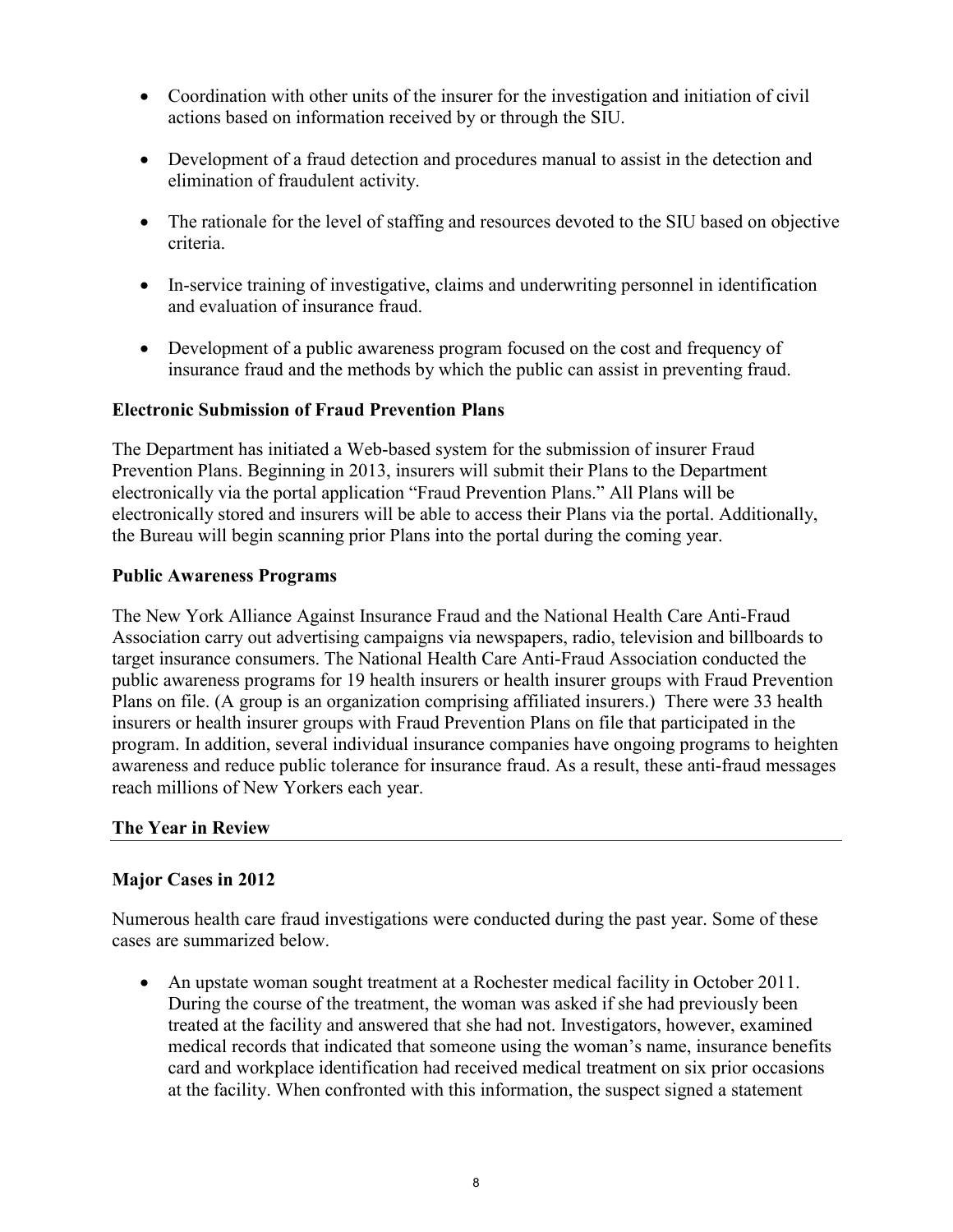- Coordination with other units of the insurer for the investigation and initiation of civil actions based on information received by or through the SIU.

- Development of a fraud detection and procedures manual to assist in the detection and elimination of fraudulent activity.

- The rationale for the level of staffing and resources devoted to the SIU based on objective criteria.

- In-service training of investigative, claims and underwriting personnel in identification and evaluation of insurance fraud.

- Development of a public awareness program focused on the cost and frequency of insurance fraud and the methods by which the public can assist in preventing fraud.

**Electronic Submission of Fraud Prevention Plans**

The Department has initiated a Web-based system for the submission of insurer Fraud Prevention Plans. Beginning in 2013, insurers will submit their Plans to the Department electronically via the portal application "Fraud Prevention Plans." All Plans will be electronically stored and insurers will be able to access their Plans via the portal. Additionally, the Bureau will begin scanning prior Plans into the portal during the coming year.

**Public Awareness Programs**

The New York Alliance Against Insurance Fraud and the National Health Care Anti-Fraud Association carry out advertising campaigns via newspapers, radio, television and billboards to target insurance consumers. The National Health Care Anti-Fraud Association conducted the public awareness programs for 19 health insurers or health insurer groups with Fraud Prevention Plans on file. (A group is an organization comprising affiliated insurers.) There were 33 health insurers or health insurer groups with Fraud Prevention Plans on file that participated in the program. In addition, several individual insurance companies have ongoing programs to heighten awareness and reduce public tolerance for insurance fraud. As a result, these anti-fraud messages reach millions of New Yorkers each year.

## The Year in Review

**Major Cases in 2012**

Numerous health care fraud investigations were conducted during the past year. Some of these cases are summarized below.

- An upstate woman sought treatment at a Rochester medical facility in October 2011. During the course of the treatment, the woman was asked if she had previously been treated at the facility and answered that she had not. Investigators, however, examined medical records that indicated that someone using the woman's name, insurance benefits card and workplace identification had received medical treatment on six prior occasions at the facility. When confronted with this information, the suspect signed a statement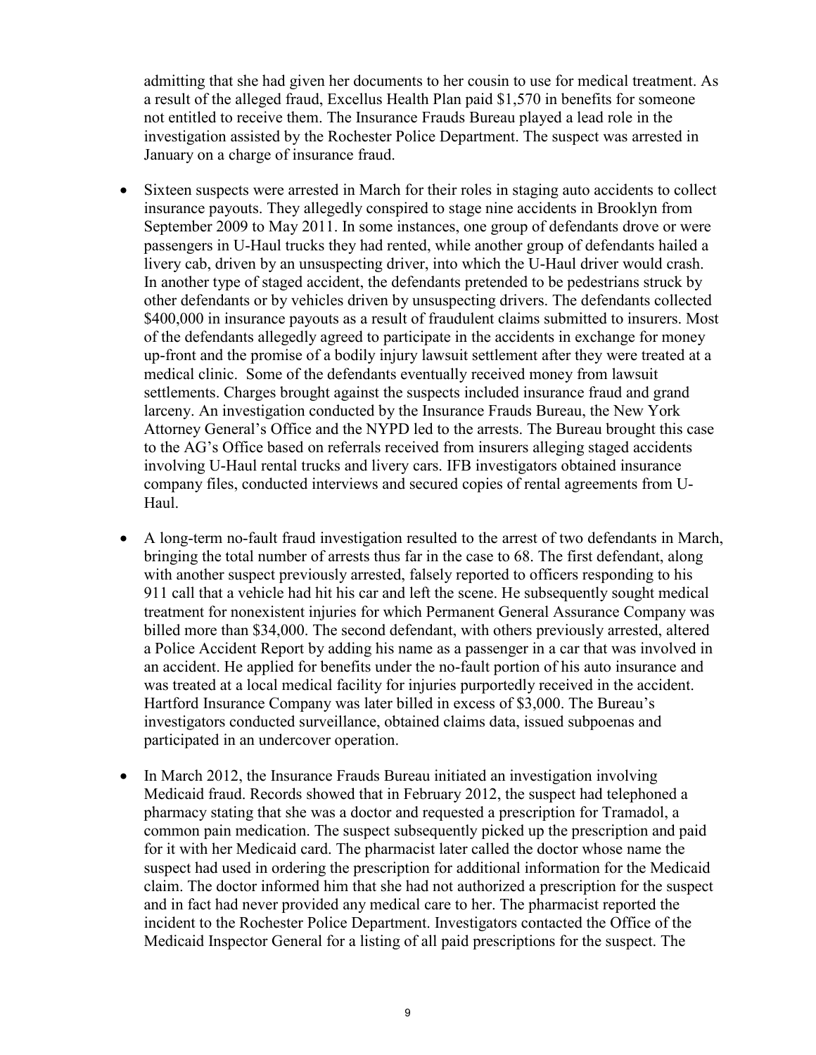admitting that she had given her documents to her cousin to use for medical treatment. As a result of the alleged fraud, Excellus Health Plan paid $1,570 in benefits for someone not entitled to receive them. The Insurance Frauds Bureau played a lead role in the investigation assisted by the Rochester Police Department. The suspect was arrested in January on a charge of insurance fraud.

- Sixteen suspects were arrested in March for their roles in staging auto accidents to collect insurance payouts. They allegedly conspired to stage nine accidents in Brooklyn from September 2009 to May 2011. In some instances, one group of defendants drove or were passengers in U-Haul trucks they had rented, while another group of defendants hailed a livery cab, driven by an unsuspecting driver, into which the U-Haul driver would crash. In another type of staged accident, the defendants pretended to be pedestrians struck by other defendants or by vehicles driven by unsuspecting drivers. The defendants collected $400,000 in insurance payouts as a result of fraudulent claims submitted to insurers. Most of the defendants allegedly agreed to participate in the accidents in exchange for money up-front and the promise of a bodily injury lawsuit settlement after they were treated at a medical clinic. Some of the defendants eventually received money from lawsuit settlements. Charges brought against the suspects included insurance fraud and grand larceny. An investigation conducted by the Insurance Frauds Bureau, the New York Attorney General's Office and the NYPD led to the arrests. The Bureau brought this case to the AG's Office based on referrals received from insurers alleging staged accidents involving U-Haul rental trucks and livery cars. IFB investigators obtained insurance company files, conducted interviews and secured copies of rental agreements from U-Haul.

- A long-term no-fault fraud investigation resulted to the arrest of two defendants in March, bringing the total number of arrests thus far in the case to 68. The first defendant, along with another suspect previously arrested, falsely reported to officers responding to his 911 call that a vehicle had hit his car and left the scene. He subsequently sought medical treatment for nonexistent injuries for which Permanent General Assurance Company was billed more than $34,000. The second defendant, with others previously arrested, altered a Police Accident Report by adding his name as a passenger in a car that was involved in an accident. He applied for benefits under the no-fault portion of his auto insurance and was treated at a local medical facility for injuries purportedly received in the accident. Hartford Insurance Company was later billed in excess of $3,000. The Bureau's investigators conducted surveillance, obtained claims data, issued subpoenas and participated in an undercover operation.

- In March 2012, the Insurance Frauds Bureau initiated an investigation involving Medicaid fraud. Records showed that in February 2012, the suspect had telephoned a pharmacy stating that she was a doctor and requested a prescription for Tramadol, a common pain medication. The suspect subsequently picked up the prescription and paid for it with her Medicaid card. The pharmacist later called the doctor whose name the suspect had used in ordering the prescription for additional information for the Medicaid claim. The doctor informed him that she had not authorized a prescription for the suspect and in fact had never provided any medical care to her. The pharmacist reported the incident to the Rochester Police Department. Investigators contacted the Office of the Medicaid Inspector General for a listing of all paid prescriptions for the suspect. The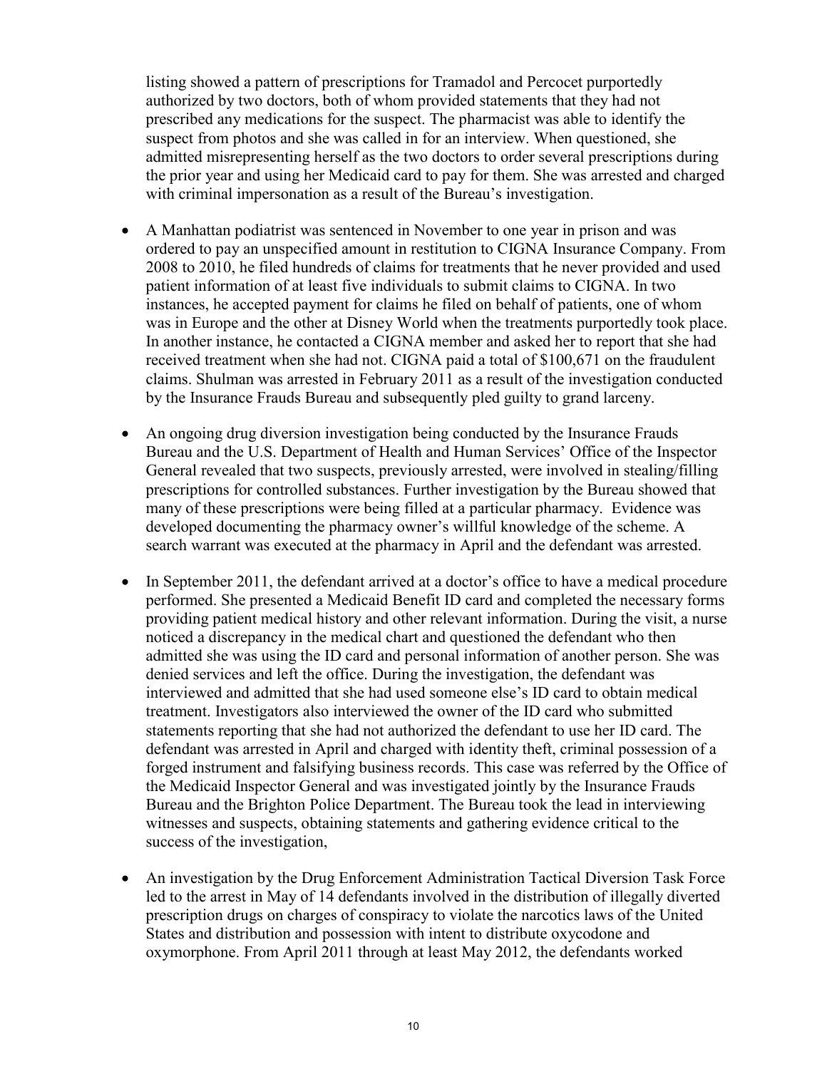listing showed a pattern of prescriptions for Tramadol and Percocet purportedly authorized by two doctors, both of whom provided statements that they had not prescribed any medications for the suspect. The pharmacist was able to identify the suspect from photos and she was called in for an interview. When questioned, she admitted misrepresenting herself as the two doctors to order several prescriptions during the prior year and using her Medicaid card to pay for them. She was arrested and charged with criminal impersonation as a result of the Bureau's investigation.

- A Manhattan podiatrist was sentenced in November to one year in prison and was ordered to pay an unspecified amount in restitution to CIGNA Insurance Company. From 2008 to 2010, he filed hundreds of claims for treatments that he never provided and used patient information of at least five individuals to submit claims to CIGNA. In two instances, he accepted payment for claims he filed on behalf of patients, one of whom was in Europe and the other at Disney World when the treatments purportedly took place. In another instance, he contacted a CIGNA member and asked her to report that she had received treatment when she had not. CIGNA paid a total of $100,671 on the fraudulent claims. Shulman was arrested in February 2011 as a result of the investigation conducted by the Insurance Frauds Bureau and subsequently pled guilty to grand larceny.

- An ongoing drug diversion investigation being conducted by the Insurance Frauds Bureau and the U.S. Department of Health and Human Services' Office of the Inspector General revealed that two suspects, previously arrested, were involved in stealing/filling prescriptions for controlled substances. Further investigation by the Bureau showed that many of these prescriptions were being filled at a particular pharmacy. Evidence was developed documenting the pharmacy owner's willful knowledge of the scheme. A search warrant was executed at the pharmacy in April and the defendant was arrested.

- In September 2011, the defendant arrived at a doctor's office to have a medical procedure performed. She presented a Medicaid Benefit ID card and completed the necessary forms providing patient medical history and other relevant information. During the visit, a nurse noticed a discrepancy in the medical chart and questioned the defendant who then admitted she was using the ID card and personal information of another person. She was denied services and left the office. During the investigation, the defendant was interviewed and admitted that she had used someone else's ID card to obtain medical treatment. Investigators also interviewed the owner of the ID card who submitted statements reporting that she had not authorized the defendant to use her ID card. The defendant was arrested in April and charged with identity theft, criminal possession of a forged instrument and falsifying business records. This case was referred by the Office of the Medicaid Inspector General and was investigated jointly by the Insurance Frauds Bureau and the Brighton Police Department. The Bureau took the lead in interviewing witnesses and suspects, obtaining statements and gathering evidence critical to the success of the investigation,

- An investigation by the Drug Enforcement Administration Tactical Diversion Task Force led to the arrest in May of 14 defendants involved in the distribution of illegally diverted prescription drugs on charges of conspiracy to violate the narcotics laws of the United States and distribution and possession with intent to distribute oxycodone and oxymorphone. From April 2011 through at least May 2012, the defendants worked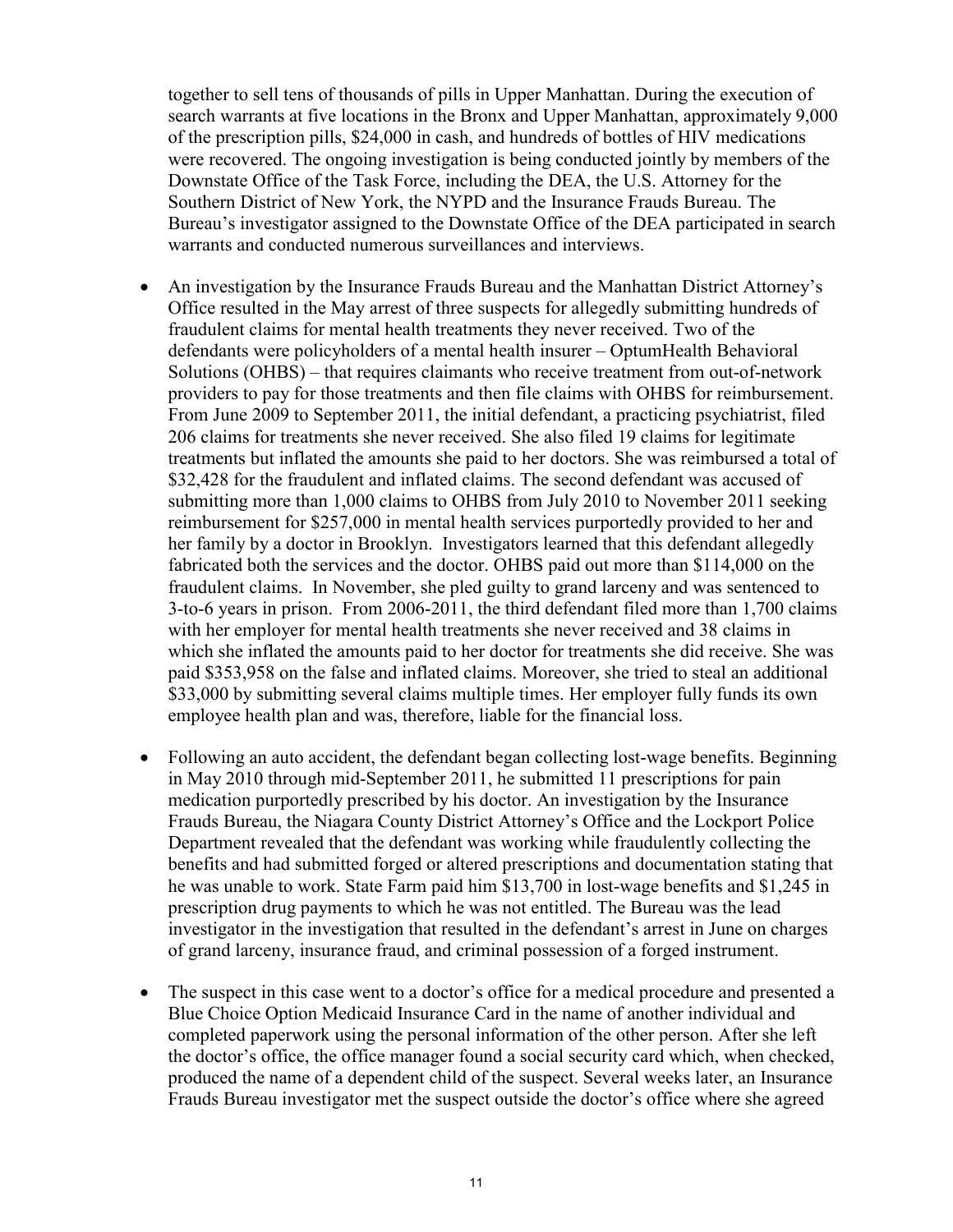together to sell tens of thousands of pills in Upper Manhattan. During the execution of search warrants at five locations in the Bronx and Upper Manhattan, approximately 9,000 of the prescription pills, $24,000 in cash, and hundreds of bottles of HIV medications were recovered. The ongoing investigation is being conducted jointly by members of the Downstate Office of the Task Force, including the DEA, the U.S. Attorney for the Southern District of New York, the NYPD and the Insurance Frauds Bureau. The Bureau's investigator assigned to the Downstate Office of the DEA participated in search warrants and conducted numerous surveillances and interviews.

- An investigation by the Insurance Frauds Bureau and the Manhattan District Attorney's Office resulted in the May arrest of three suspects for allegedly submitting hundreds of fraudulent claims for mental health treatments they never received. Two of the defendants were policyholders of a mental health insurer – OptumHealth Behavioral Solutions (OHBS) – that requires claimants who receive treatment from out-of-network providers to pay for those treatments and then file claims with OHBS for reimbursement. From June 2009 to September 2011, the initial defendant, a practicing psychiatrist, filed 206 claims for treatments she never received. She also filed 19 claims for legitimate treatments but inflated the amounts she paid to her doctors. She was reimbursed a total of $32,428 for the fraudulent and inflated claims. The second defendant was accused of submitting more than 1,000 claims to OHBS from July 2010 to November 2011 seeking reimbursement for $257,000 in mental health services purportedly provided to her and her family by a doctor in Brooklyn. Investigators learned that this defendant allegedly fabricated both the services and the doctor. OHBS paid out more than $114,000 on the fraudulent claims. In November, she pled guilty to grand larceny and was sentenced to 3-to-6 years in prison. From 2006-2011, the third defendant filed more than 1,700 claims with her employer for mental health treatments she never received and 38 claims in which she inflated the amounts paid to her doctor for treatments she did receive. She was paid $353,958 on the false and inflated claims. Moreover, she tried to steal an additional $33,000 by submitting several claims multiple times. Her employer fully funds its own employee health plan and was, therefore, liable for the financial loss.

- Following an auto accident, the defendant began collecting lost-wage benefits. Beginning in May 2010 through mid-September 2011, he submitted 11 prescriptions for pain medication purportedly prescribed by his doctor. An investigation by the Insurance Frauds Bureau, the Niagara County District Attorney's Office and the Lockport Police Department revealed that the defendant was working while fraudulently collecting the benefits and had submitted forged or altered prescriptions and documentation stating that he was unable to work. State Farm paid him $13,700 in lost-wage benefits and $1,245 in prescription drug payments to which he was not entitled. The Bureau was the lead investigator in the investigation that resulted in the defendant's arrest in June on charges of grand larceny, insurance fraud, and criminal possession of a forged instrument.

- The suspect in this case went to a doctor's office for a medical procedure and presented a Blue Choice Option Medicaid Insurance Card in the name of another individual and completed paperwork using the personal information of the other person. After she left the doctor's office, the office manager found a social security card which, when checked, produced the name of a dependent child of the suspect. Several weeks later, an Insurance Frauds Bureau investigator met the suspect outside the doctor's office where she agreed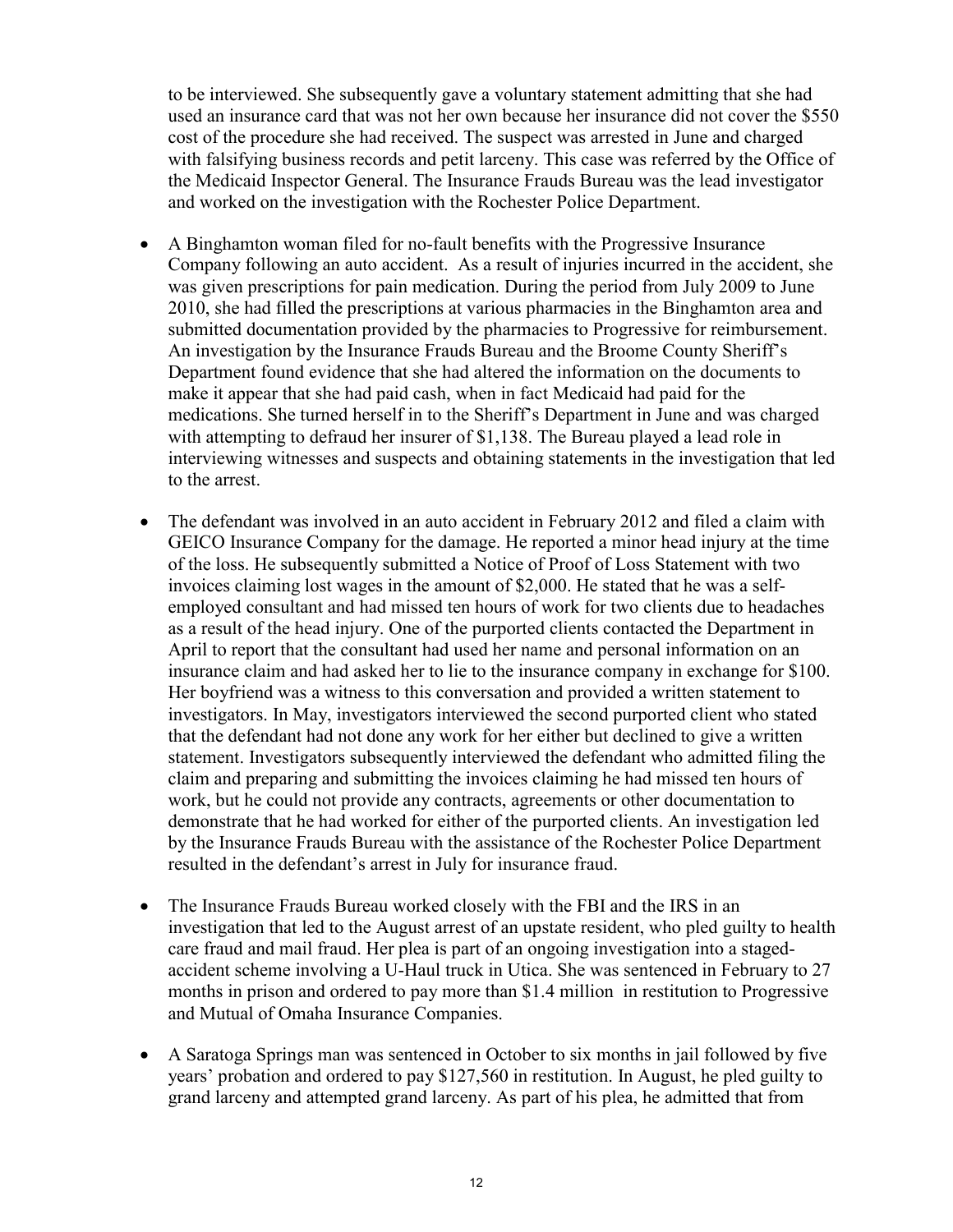to be interviewed. She subsequently gave a voluntary statement admitting that she had used an insurance card that was not her own because her insurance did not cover the $550 cost of the procedure she had received. The suspect was arrested in June and charged with falsifying business records and petit larceny. This case was referred by the Office of the Medicaid Inspector General. The Insurance Frauds Bureau was the lead investigator and worked on the investigation with the Rochester Police Department.

- A Binghamton woman filed for no-fault benefits with the Progressive Insurance Company following an auto accident. As a result of injuries incurred in the accident, she was given prescriptions for pain medication. During the period from July 2009 to June 2010, she had filled the prescriptions at various pharmacies in the Binghamton area and submitted documentation provided by the pharmacies to Progressive for reimbursement. An investigation by the Insurance Frauds Bureau and the Broome County Sheriff's Department found evidence that she had altered the information on the documents to make it appear that she had paid cash, when in fact Medicaid had paid for the medications. She turned herself in to the Sheriff's Department in June and was charged with attempting to defraud her insurer of $1,138. The Bureau played a lead role in interviewing witnesses and suspects and obtaining statements in the investigation that led to the arrest.

- The defendant was involved in an auto accident in February 2012 and filed a claim with GEICO Insurance Company for the damage. He reported a minor head injury at the time of the loss. He subsequently submitted a Notice of Proof of Loss Statement with two invoices claiming lost wages in the amount of $2,000. He stated that he was a self-employed consultant and had missed ten hours of work for two clients due to headaches as a result of the head injury. One of the purported clients contacted the Department in April to report that the consultant had used her name and personal information on an insurance claim and had asked her to lie to the insurance company in exchange for $100. Her boyfriend was a witness to this conversation and provided a written statement to investigators. In May, investigators interviewed the second purported client who stated that the defendant had not done any work for her either but declined to give a written statement. Investigators subsequently interviewed the defendant who admitted filing the claim and preparing and submitting the invoices claiming he had missed ten hours of work, but he could not provide any contracts, agreements or other documentation to demonstrate that he had worked for either of the purported clients. An investigation led by the Insurance Frauds Bureau with the assistance of the Rochester Police Department resulted in the defendant's arrest in July for insurance fraud.

- The Insurance Frauds Bureau worked closely with the FBI and the IRS in an investigation that led to the August arrest of an upstate resident, who pled guilty to health care fraud and mail fraud. Her plea is part of an ongoing investigation into a staged-accident scheme involving a U-Haul truck in Utica. She was sentenced in February to 27 months in prison and ordered to pay more than $1.4 million in restitution to Progressive and Mutual of Omaha Insurance Companies.

- A Saratoga Springs man was sentenced in October to six months in jail followed by five years' probation and ordered to pay $127,560 in restitution. In August, he pled guilty to grand larceny and attempted grand larceny. As part of his plea, he admitted that from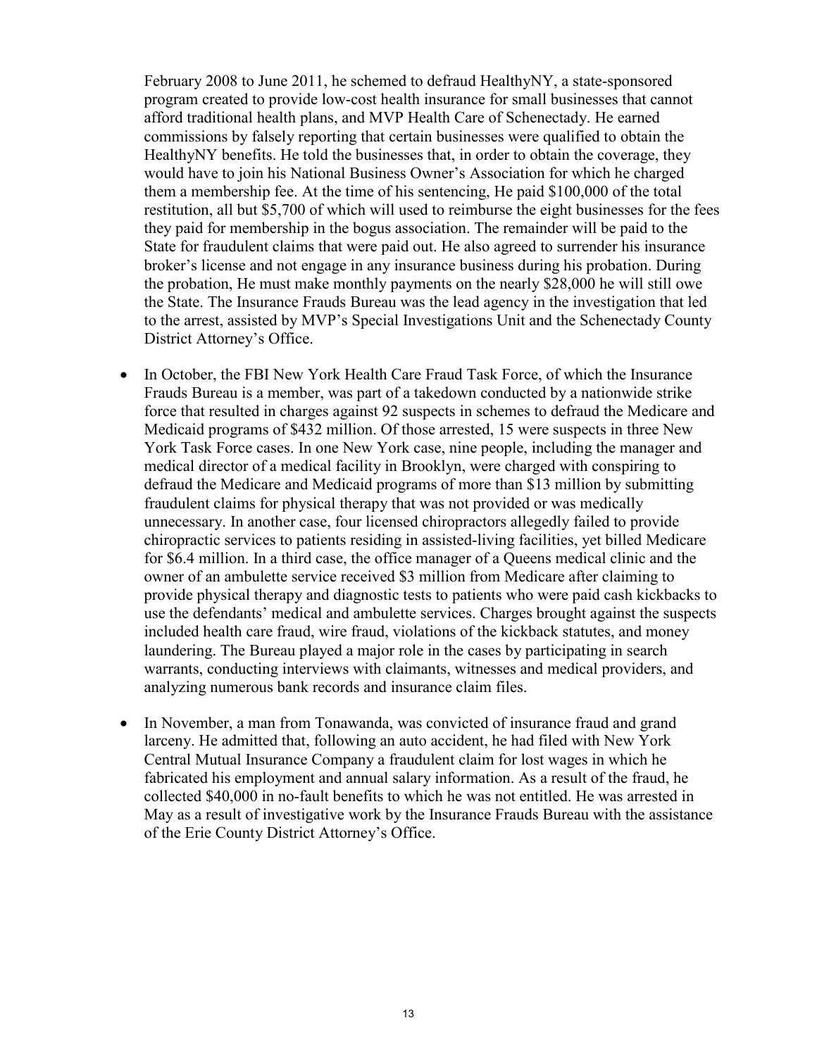February 2008 to June 2011, he schemed to defraud HealthyNY, a state-sponsored program created to provide low-cost health insurance for small businesses that cannot afford traditional health plans, and MVP Health Care of Schenectady. He earned commissions by falsely reporting that certain businesses were qualified to obtain the HealthyNY benefits. He told the businesses that, in order to obtain the coverage, they would have to join his National Business Owner's Association for which he charged them a membership fee. At the time of his sentencing, He paid $100,000 of the total restitution, all but $5,700 of which will used to reimburse the eight businesses for the fees they paid for membership in the bogus association. The remainder will be paid to the State for fraudulent claims that were paid out. He also agreed to surrender his insurance broker's license and not engage in any insurance business during his probation. During the probation, He must make monthly payments on the nearly $28,000 he will still owe the State. The Insurance Frauds Bureau was the lead agency in the investigation that led to the arrest, assisted by MVP's Special Investigations Unit and the Schenectady County District Attorney's Office.

- In October, the FBI New York Health Care Fraud Task Force, of which the Insurance Frauds Bureau is a member, was part of a takedown conducted by a nationwide strike force that resulted in charges against 92 suspects in schemes to defraud the Medicare and Medicaid programs of $432 million. Of those arrested, 15 were suspects in three New York Task Force cases. In one New York case, nine people, including the manager and medical director of a medical facility in Brooklyn, were charged with conspiring to defraud the Medicare and Medicaid programs of more than $13 million by submitting fraudulent claims for physical therapy that was not provided or was medically unnecessary. In another case, four licensed chiropractors allegedly failed to provide chiropractic services to patients residing in assisted-living facilities, yet billed Medicare for $6.4 million. In a third case, the office manager of a Queens medical clinic and the owner of an ambulette service received $3 million from Medicare after claiming to provide physical therapy and diagnostic tests to patients who were paid cash kickbacks to use the defendants' medical and ambulette services. Charges brought against the suspects included health care fraud, wire fraud, violations of the kickback statutes, and money laundering. The Bureau played a major role in the cases by participating in search warrants, conducting interviews with claimants, witnesses and medical providers, and analyzing numerous bank records and insurance claim files.

- In November, a man from Tonawanda, was convicted of insurance fraud and grand larceny. He admitted that, following an auto accident, he had filed with New York Central Mutual Insurance Company a fraudulent claim for lost wages in which he fabricated his employment and annual salary information. As a result of the fraud, he collected $40,000 in no-fault benefits to which he was not entitled. He was arrested in May as a result of investigative work by the Insurance Frauds Bureau with the assistance of the Erie County District Attorney's Office.